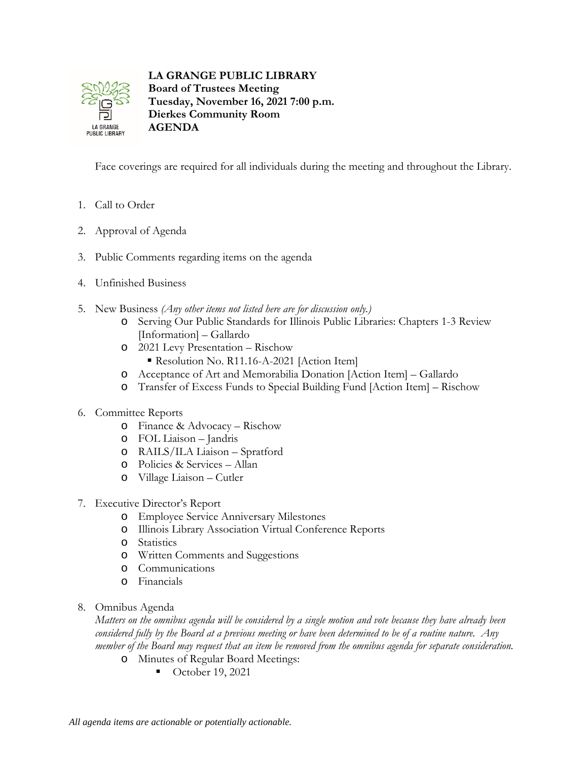**LA GRANGE PUBLIC LIBRARY**
**Board of Trustees Meeting**
**Tuesday, November 16, 2021 7:00 p.m.**
**Dierkes Community Room**
**AGENDA**

Face coverings are required for all individuals during the meeting and throughout the Library.

1. Call to Order
2. Approval of Agenda
3. Public Comments regarding items on the agenda
4. Unfinished Business
5. New Business *(Any other items not listed here are for discussion only.)*
   - Serving Our Public Standards for Illinois Public Libraries: Chapters 1-3 Review [Information] – Gallardo
   - 2021 Levy Presentation – Rischow
     - Resolution No. R11.16-A-2021 [Action Item]
   - Acceptance of Art and Memorabilia Donation [Action Item] – Gallardo
   - Transfer of Excess Funds to Special Building Fund [Action Item] – Rischow
6. Committee Reports
   - Finance & Advocacy – Rischow
   - FOL Liaison – Jandris
   - RAILS/ILA Liaison – Spratford
   - Policies & Services – Allan
   - Village Liaison – Cutler
7. Executive Director's Report
   - Employee Service Anniversary Milestones
   - Illinois Library Association Virtual Conference Reports
   - Statistics
   - Written Comments and Suggestions
   - Communications
   - Financials
8. Omnibus Agenda
   *Matters on the omnibus agenda will be considered by a single motion and vote because they have already been considered fully by the Board at a previous meeting or have been determined to be of a routine nature. Any member of the Board may request that an item be removed from the omnibus agenda for separate consideration.*
   - Minutes of Regular Board Meetings:
     - October 19, 2021

*All agenda items are actionable or potentially actionable.*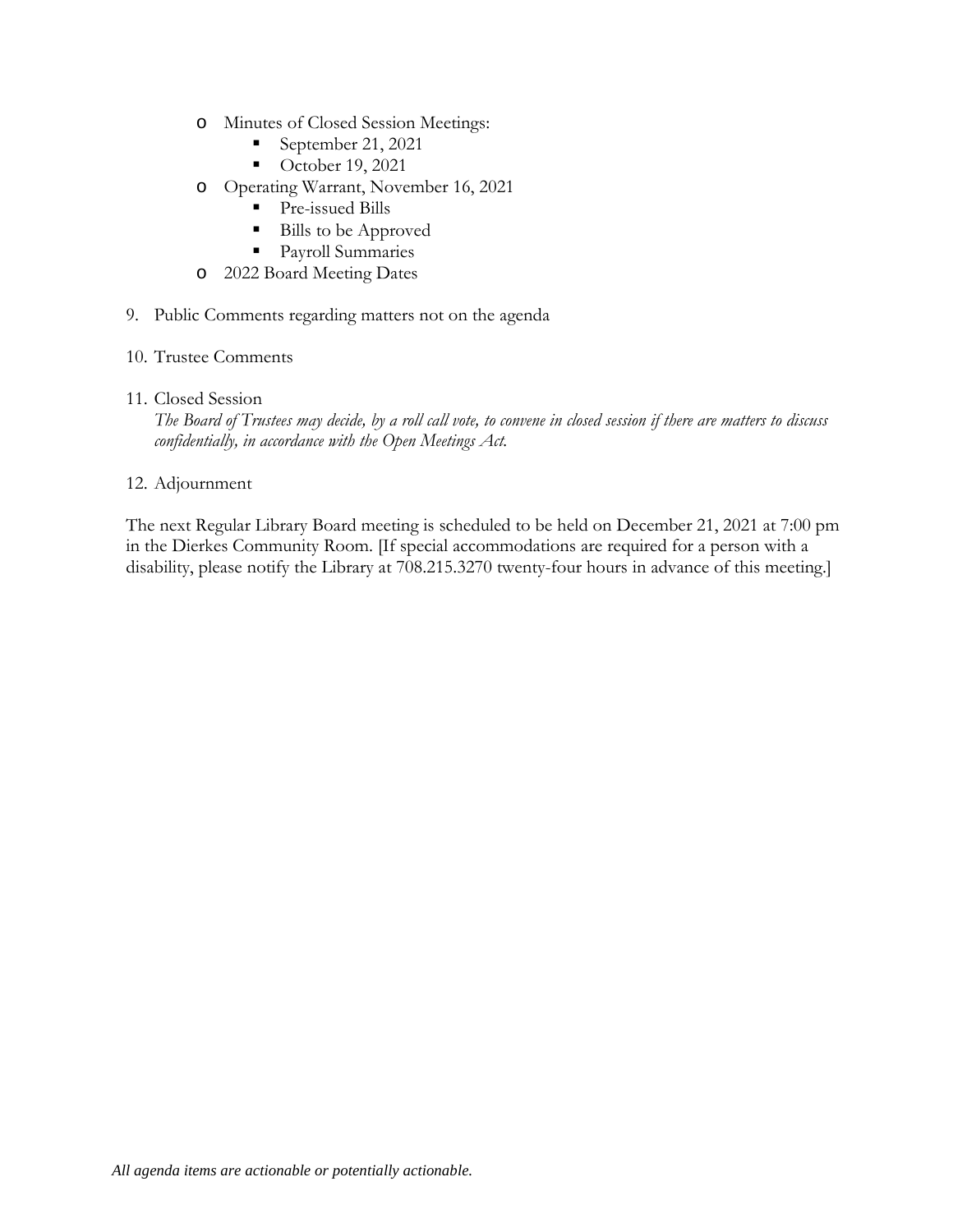- Minutes of Closed Session Meetings:
    - September 21, 2021
    - October 19, 2021
- Operating Warrant, November 16, 2021
    - Pre-issued Bills
    - Bills to be Approved
    - Payroll Summaries
- 2022 Board Meeting Dates

9. Public Comments regarding matters not on the agenda

10. Trustee Comments

11. Closed Session
    *The Board of Trustees may decide, by a roll call vote, to convene in closed session if there are matters to discuss confidentially, in accordance with the Open Meetings Act.*

12. Adjournment

The next Regular Library Board meeting is scheduled to be held on December 21, 2021 at 7:00 pm in the Dierkes Community Room. [If special accommodations are required for a person with a disability, please notify the Library at 708.215.3270 twenty-four hours in advance of this meeting.]

*All agenda items are actionable or potentially actionable.*